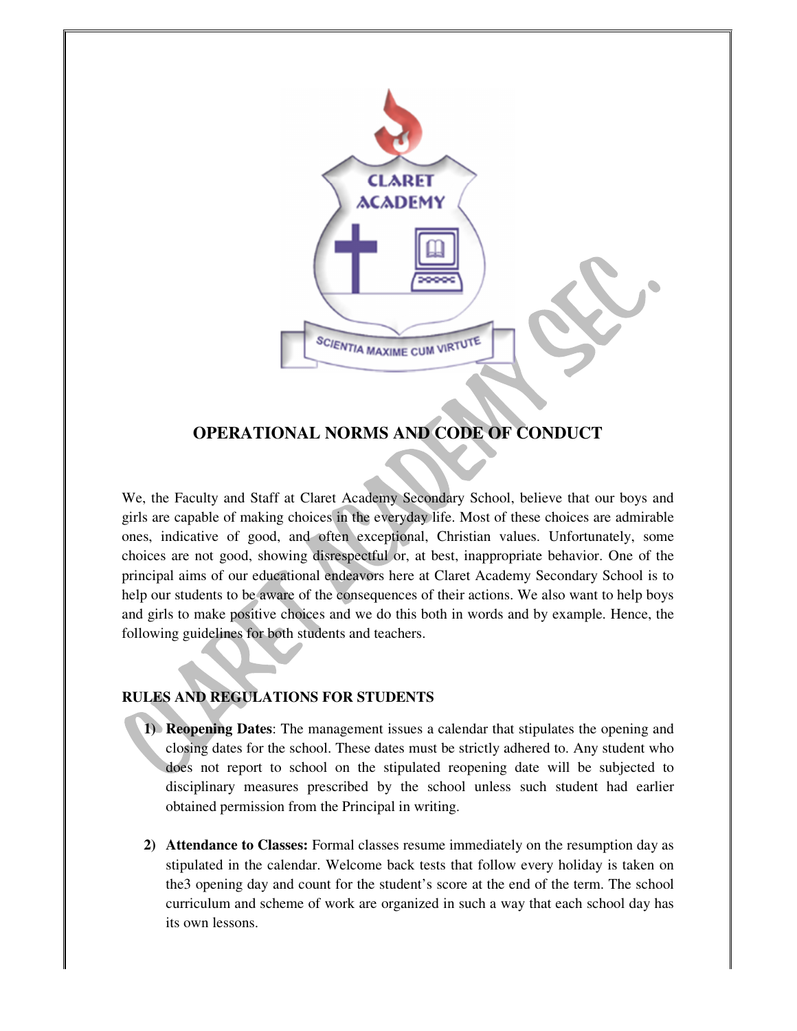# OPERATIONAL NORMS AND CODE OF CONDUCT

We, the Faculty and Staff at Claret Academy Secondary School, believe that our boys and girls are capable of making choices in the everyday life. Most of these choices are admirable ones, indicative of good, and often exceptional, Christian values. Unfortunately, some choices are not good, showing disrespectful or, at best, inappropriate behavior. One of the principal aims of our educational endeavors here at Claret Academy Secondary School is to help our students to be aware of the consequences of their actions. We also want to help boys and girls to make positive choices and we do this both in words and by example. Hence, the following guidelines for both students and teachers.

## RULES AND REGULATIONS FOR STUDENTS

1) **Reopening Dates**: The management issues a calendar that stipulates the opening and closing dates for the school. These dates must be strictly adhered to. Any student who does not report to school on the stipulated reopening date will be subjected to disciplinary measures prescribed by the school unless such student had earlier obtained permission from the Principal in writing.

2) **Attendance to Classes:** Formal classes resume immediately on the resumption day as stipulated in the calendar. Welcome back tests that follow every holiday is taken on the3 opening day and count for the student's score at the end of the term. The school curriculum and scheme of work are organized in such a way that each school day has its own lessons.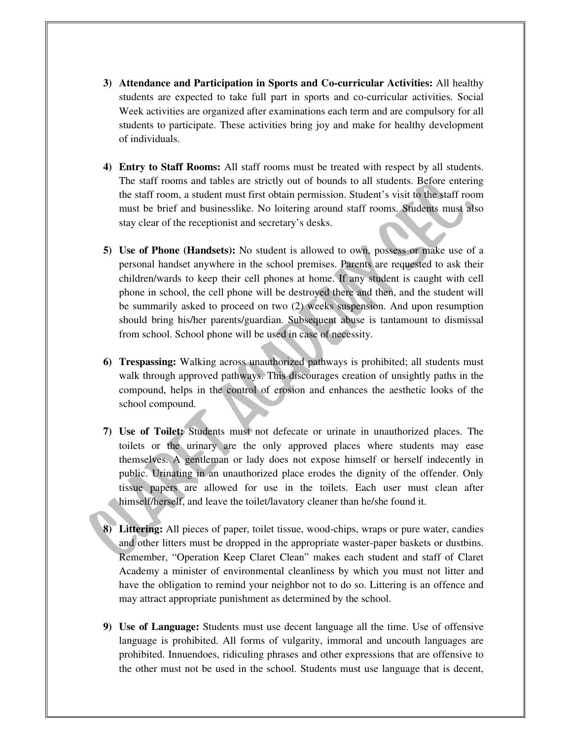3) **Attendance and Participation in Sports and Co-curricular Activities:** All healthy students are expected to take full part in sports and co-curricular activities. Social Week activities are organized after examinations each term and are compulsory for all students to participate. These activities bring joy and make for healthy development of individuals.

4) **Entry to Staff Rooms:** All staff rooms must be treated with respect by all students. The staff rooms and tables are strictly out of bounds to all students. Before entering the staff room, a student must first obtain permission. Student's visit to the staff room must be brief and businesslike. No loitering around staff rooms. Students must also stay clear of the receptionist and secretary's desks.

5) **Use of Phone (Handsets):** No student is allowed to own, possess or make use of a personal handset anywhere in the school premises. Parents are requested to ask their children/wards to keep their cell phones at home. If any student is caught with cell phone in school, the cell phone will be destroyed there and then, and the student will be summarily asked to proceed on two (2) weeks suspension. And upon resumption should bring his/her parents/guardian. Subsequent abuse is tantamount to dismissal from school. School phone will be used in case of necessity.

6) **Trespassing:** Walking across unauthorized pathways is prohibited; all students must walk through approved pathways. This discourages creation of unsightly paths in the compound, helps in the control of erosion and enhances the aesthetic looks of the school compound.

7) **Use of Toilet:** Students must not defecate or urinate in unauthorized places. The toilets or the urinary are the only approved places where students may ease themselves. A gentleman or lady does not expose himself or herself indecently in public. Urinating in an unauthorized place erodes the dignity of the offender. Only tissue papers are allowed for use in the toilets. Each user must clean after himself/herself, and leave the toilet/lavatory cleaner than he/she found it.

8) **Littering:** All pieces of paper, toilet tissue, wood-chips, wraps or pure water, candies and other litters must be dropped in the appropriate waster-paper baskets or dustbins. Remember, "Operation Keep Claret Clean" makes each student and staff of Claret Academy a minister of environmental cleanliness by which you must not litter and have the obligation to remind your neighbor not to do so. Littering is an offence and may attract appropriate punishment as determined by the school.

9) **Use of Language:** Students must use decent language all the time. Use of offensive language is prohibited. All forms of vulgarity, immoral and uncouth languages are prohibited. Innuendoes, ridiculing phrases and other expressions that are offensive to the other must not be used in the school. Students must use language that is decent,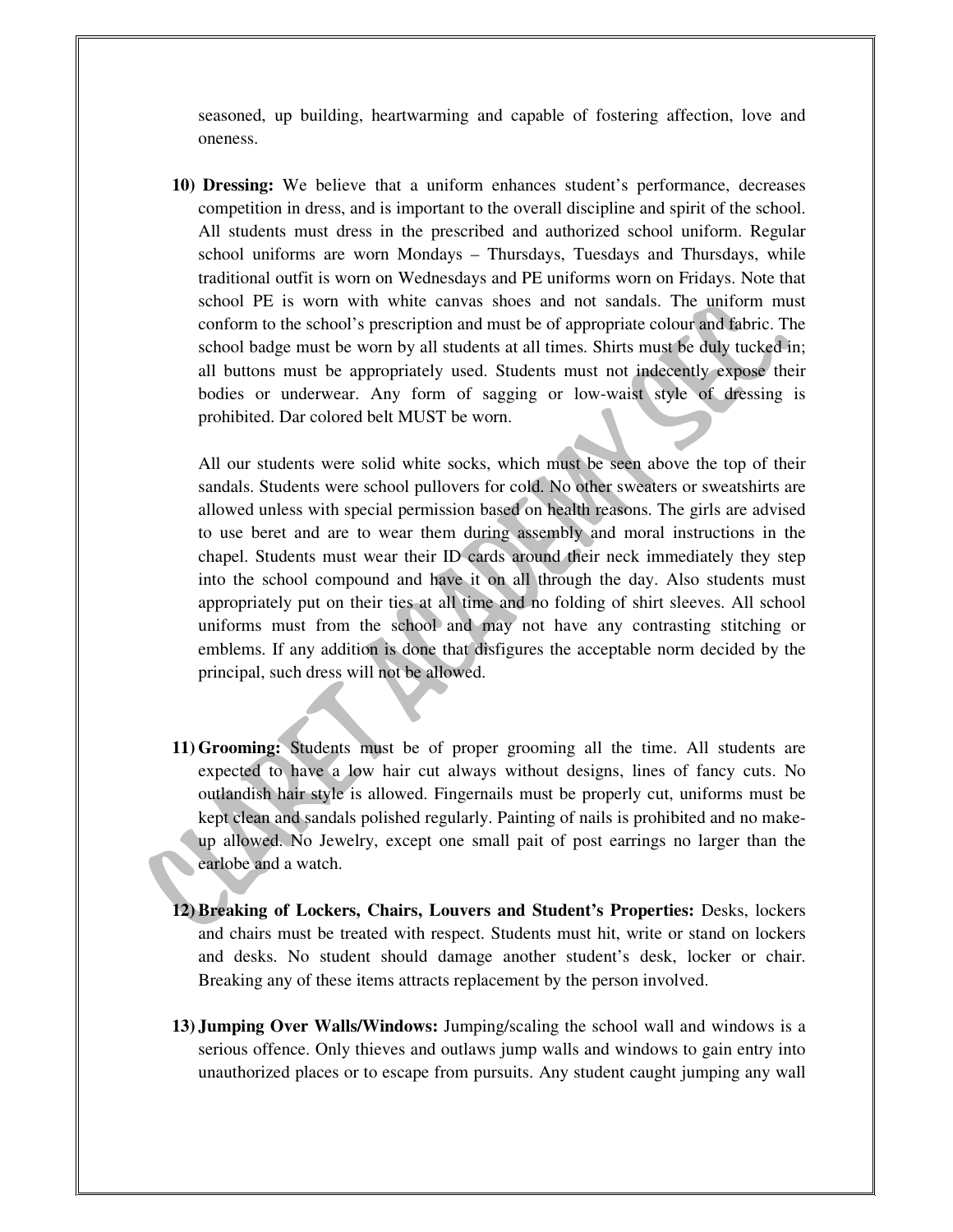seasoned, up building, heartwarming and capable of fostering affection, love and oneness.

10) **Dressing:** We believe that a uniform enhances student's performance, decreases competition in dress, and is important to the overall discipline and spirit of the school. All students must dress in the prescribed and authorized school uniform. Regular school uniforms are worn Mondays – Thursdays, Tuesdays and Thursdays, while traditional outfit is worn on Wednesdays and PE uniforms worn on Fridays. Note that school PE is worn with white canvas shoes and not sandals. The uniform must conform to the school's prescription and must be of appropriate colour and fabric. The school badge must be worn by all students at all times. Shirts must be duly tucked in; all buttons must be appropriately used. Students must not indecently expose their bodies or underwear. Any form of sagging or low-waist style of dressing is prohibited. Dar colored belt MUST be worn.

    All our students were solid white socks, which must be seen above the top of their sandals. Students were school pullovers for cold. No other sweaters or sweatshirts are allowed unless with special permission based on health reasons. The girls are advised to use beret and are to wear them during assembly and moral instructions in the chapel. Students must wear their ID cards around their neck immediately they step into the school compound and have it on all through the day. Also students must appropriately put on their ties at all time and no folding of shirt sleeves. All school uniforms must from the school and may not have any contrasting stitching or emblems. If any addition is done that disfigures the acceptable norm decided by the principal, such dress will not be allowed.

11) **Grooming:** Students must be of proper grooming all the time. All students are expected to have a low hair cut always without designs, lines of fancy cuts. No outlandish hair style is allowed. Fingernails must be properly cut, uniforms must be kept clean and sandals polished regularly. Painting of nails is prohibited and no make-up allowed. No Jewelry, except one small pait of post earrings no larger than the earlobe and a watch.

12) **Breaking of Lockers, Chairs, Louvers and Student's Properties:** Desks, lockers and chairs must be treated with respect. Students must hit, write or stand on lockers and desks. No student should damage another student's desk, locker or chair. Breaking any of these items attracts replacement by the person involved.

13) **Jumping Over Walls/Windows:** Jumping/scaling the school wall and windows is a serious offence. Only thieves and outlaws jump walls and windows to gain entry into unauthorized places or to escape from pursuits. Any student caught jumping any wall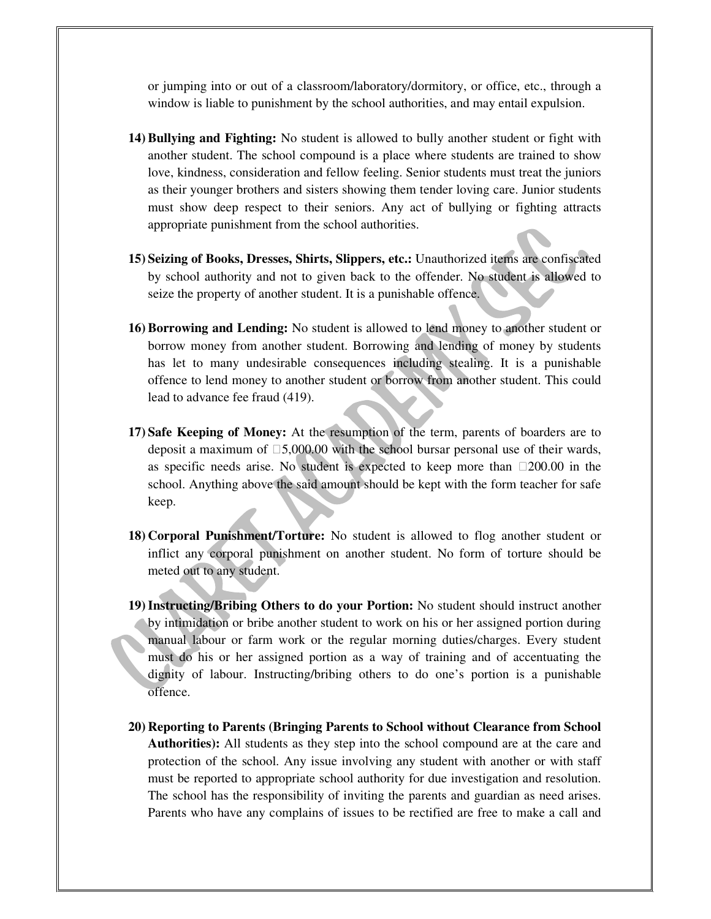or jumping into or out of a classroom/laboratory/dormitory, or office, etc., through a window is liable to punishment by the school authorities, and may entail expulsion.

14) **Bullying and Fighting:** No student is allowed to bully another student or fight with another student. The school compound is a place where students are trained to show love, kindness, consideration and fellow feeling. Senior students must treat the juniors as their younger brothers and sisters showing them tender loving care. Junior students must show deep respect to their seniors. Any act of bullying or fighting attracts appropriate punishment from the school authorities.

15) **Seizing of Books, Dresses, Shirts, Slippers, etc.:** Unauthorized items are confiscated by school authority and not to given back to the offender. No student is allowed to seize the property of another student. It is a punishable offence.

16) **Borrowing and Lending:** No student is allowed to lend money to another student or borrow money from another student. Borrowing and lending of money by students has let to many undesirable consequences including stealing. It is a punishable offence to lend money to another student or borrow from another student. This could lead to advance fee fraud (419).

17) **Safe Keeping of Money:** At the resumption of the term, parents of boarders are to deposit a maximum of ₦5,000.00 with the school bursar personal use of their wards, as specific needs arise. No student is expected to keep more than ₦200.00 in the school. Anything above the said amount should be kept with the form teacher for safe keep.

18) **Corporal Punishment/Torture:** No student is allowed to flog another student or inflict any corporal punishment on another student. No form of torture should be meted out to any student.

19) **Instructing/Bribing Others to do your Portion:** No student should instruct another by intimidation or bribe another student to work on his or her assigned portion during manual labour or farm work or the regular morning duties/charges. Every student must do his or her assigned portion as a way of training and of accentuating the dignity of labour. Instructing/bribing others to do one's portion is a punishable offence.

20) **Reporting to Parents (Bringing Parents to School without Clearance from School Authorities):** All students as they step into the school compound are at the care and protection of the school. Any issue involving any student with another or with staff must be reported to appropriate school authority for due investigation and resolution. The school has the responsibility of inviting the parents and guardian as need arises. Parents who have any complains of issues to be rectified are free to make a call and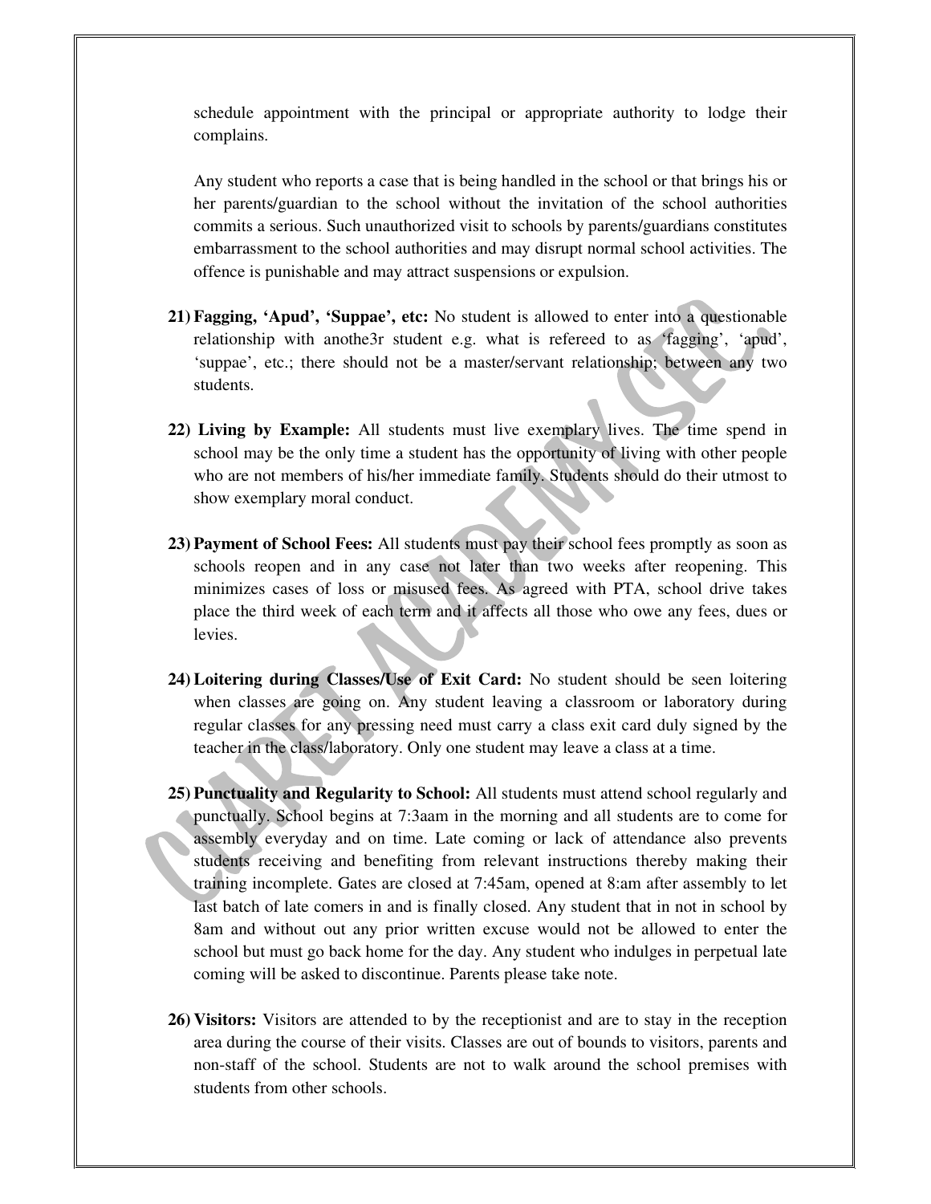schedule appointment with the principal or appropriate authority to lodge their complains.

Any student who reports a case that is being handled in the school or that brings his or her parents/guardian to the school without the invitation of the school authorities commits a serious. Such unauthorized visit to schools by parents/guardians constitutes embarrassment to the school authorities and may disrupt normal school activities. The offence is punishable and may attract suspensions or expulsion.

21) **Fagging, 'Apud', 'Suppae', etc:** No student is allowed to enter into a questionable relationship with anothe3r student e.g. what is refereed to as 'fagging', 'apud', 'suppae', etc.; there should not be a master/servant relationship; between any two students.

22) **Living by Example:** All students must live exemplary lives. The time spend in school may be the only time a student has the opportunity of living with other people who are not members of his/her immediate family. Students should do their utmost to show exemplary moral conduct.

23) **Payment of School Fees:** All students must pay their school fees promptly as soon as schools reopen and in any case not later than two weeks after reopening. This minimizes cases of loss or misused fees. As agreed with PTA, school drive takes place the third week of each term and it affects all those who owe any fees, dues or levies.

24) **Loitering during Classes/Use of Exit Card:** No student should be seen loitering when classes are going on. Any student leaving a classroom or laboratory during regular classes for any pressing need must carry a class exit card duly signed by the teacher in the class/laboratory. Only one student may leave a class at a time.

25) **Punctuality and Regularity to School:** All students must attend school regularly and punctually. School begins at 7:3aam in the morning and all students are to come for assembly everyday and on time. Late coming or lack of attendance also prevents students receiving and benefiting from relevant instructions thereby making their training incomplete. Gates are closed at 7:45am, opened at 8:am after assembly to let last batch of late comers in and is finally closed. Any student that in not in school by 8am and without out any prior written excuse would not be allowed to enter the school but must go back home for the day. Any student who indulges in perpetual late coming will be asked to discontinue. Parents please take note.

26) **Visitors:** Visitors are attended to by the receptionist and are to stay in the reception area during the course of their visits. Classes are out of bounds to visitors, parents and non-staff of the school. Students are not to walk around the school premises with students from other schools.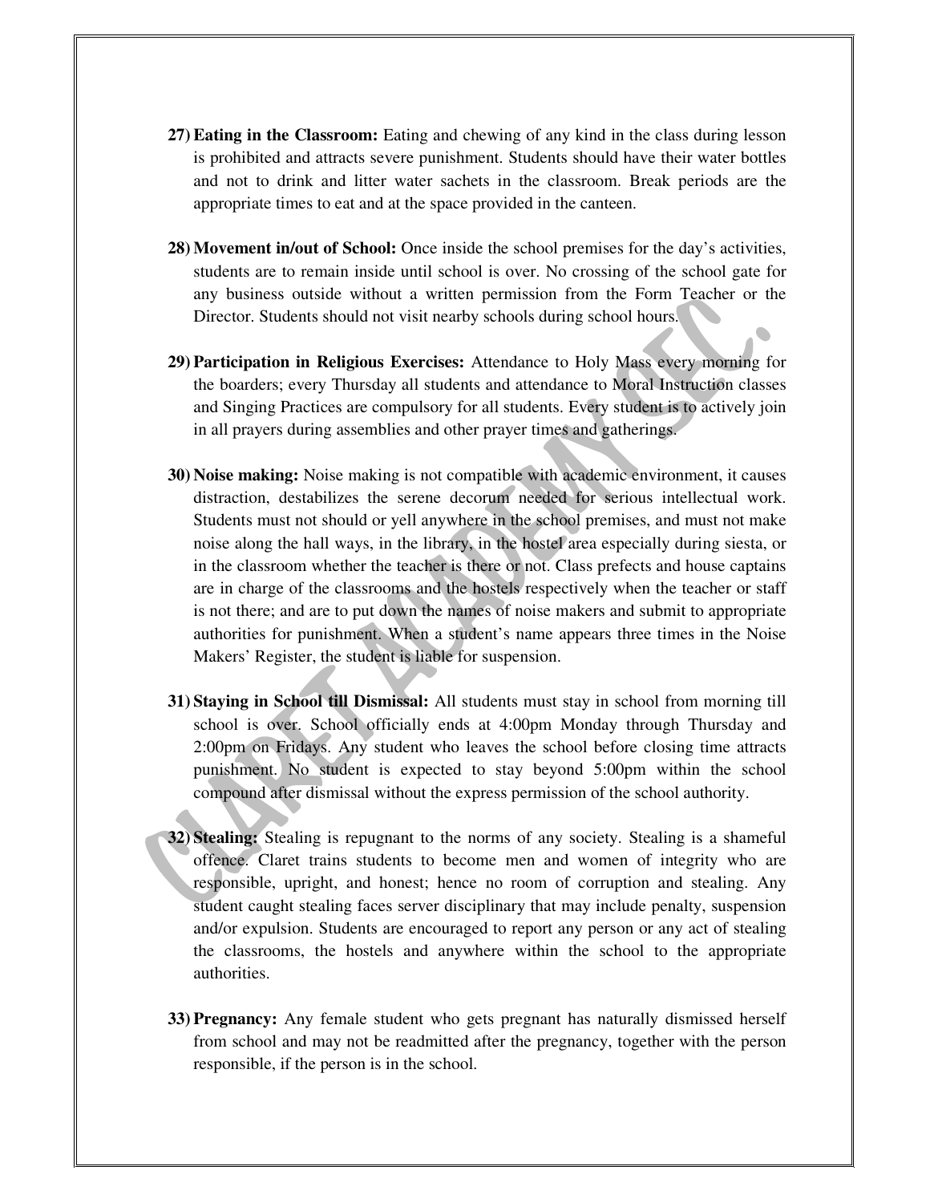27) **Eating in the Classroom:** Eating and chewing of any kind in the class during lesson is prohibited and attracts severe punishment. Students should have their water bottles and not to drink and litter water sachets in the classroom. Break periods are the appropriate times to eat and at the space provided in the canteen.

28) **Movement in/out of School:** Once inside the school premises for the day's activities, students are to remain inside until school is over. No crossing of the school gate for any business outside without a written permission from the Form Teacher or the Director. Students should not visit nearby schools during school hours.

29) **Participation in Religious Exercises:** Attendance to Holy Mass every morning for the boarders; every Thursday all students and attendance to Moral Instruction classes and Singing Practices are compulsory for all students. Every student is to actively join in all prayers during assemblies and other prayer times and gatherings.

30) **Noise making:** Noise making is not compatible with academic environment, it causes distraction, destabilizes the serene decorum needed for serious intellectual work. Students must not should or yell anywhere in the school premises, and must not make noise along the hall ways, in the library, in the hostel area especially during siesta, or in the classroom whether the teacher is there or not. Class prefects and house captains are in charge of the classrooms and the hostels respectively when the teacher or staff is not there; and are to put down the names of noise makers and submit to appropriate authorities for punishment. When a student's name appears three times in the Noise Makers' Register, the student is liable for suspension.

31) **Staying in School till Dismissal:** All students must stay in school from morning till school is over. School officially ends at 4:00pm Monday through Thursday and 2:00pm on Fridays. Any student who leaves the school before closing time attracts punishment. No student is expected to stay beyond 5:00pm within the school compound after dismissal without the express permission of the school authority.

32) **Stealing:** Stealing is repugnant to the norms of any society. Stealing is a shameful offence. Claret trains students to become men and women of integrity who are responsible, upright, and honest; hence no room of corruption and stealing. Any student caught stealing faces server disciplinary that may include penalty, suspension and/or expulsion. Students are encouraged to report any person or any act of stealing the classrooms, the hostels and anywhere within the school to the appropriate authorities.

33) **Pregnancy:** Any female student who gets pregnant has naturally dismissed herself from school and may not be readmitted after the pregnancy, together with the person responsible, if the person is in the school.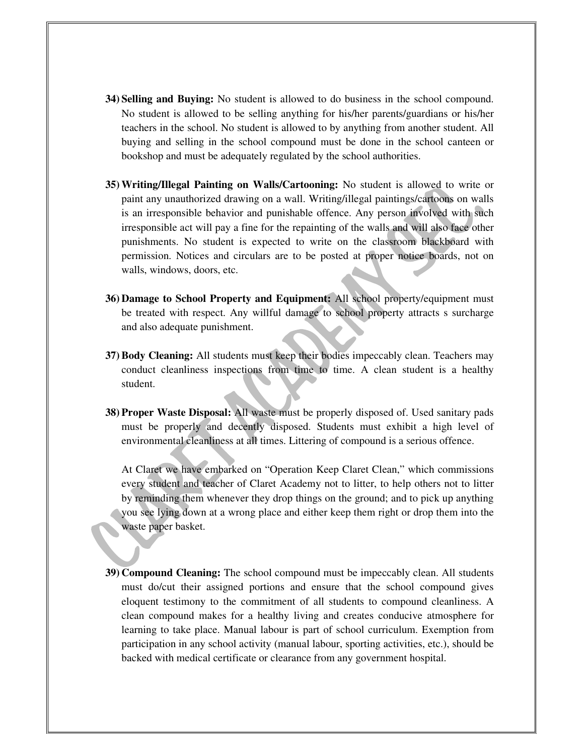34) **Selling and Buying:** No student is allowed to do business in the school compound. No student is allowed to be selling anything for his/her parents/guardians or his/her teachers in the school. No student is allowed to by anything from another student. All buying and selling in the school compound must be done in the school canteen or bookshop and must be adequately regulated by the school authorities.

35) **Writing/Illegal Painting on Walls/Cartooning:** No student is allowed to write or paint any unauthorized drawing on a wall. Writing/illegal paintings/cartoons on walls is an irresponsible behavior and punishable offence. Any person involved with such irresponsible act will pay a fine for the repainting of the walls and will also face other punishments. No student is expected to write on the classroom blackboard with permission. Notices and circulars are to be posted at proper notice boards, not on walls, windows, doors, etc.

36) **Damage to School Property and Equipment:** All school property/equipment must be treated with respect. Any willful damage to school property attracts s surcharge and also adequate punishment.

37) **Body Cleaning:** All students must keep their bodies impeccably clean. Teachers may conduct cleanliness inspections from time to time. A clean student is a healthy student.

38) **Proper Waste Disposal:** All waste must be properly disposed of. Used sanitary pads must be properly and decently disposed. Students must exhibit a high level of environmental cleanliness at all times. Littering of compound is a serious offence.

    At Claret we have embarked on "Operation Keep Claret Clean," which commissions every student and teacher of Claret Academy not to litter, to help others not to litter by reminding them whenever they drop things on the ground; and to pick up anything you see lying down at a wrong place and either keep them right or drop them into the waste paper basket.

39) **Compound Cleaning:** The school compound must be impeccably clean. All students must do/cut their assigned portions and ensure that the school compound gives eloquent testimony to the commitment of all students to compound cleanliness. A clean compound makes for a healthy living and creates conducive atmosphere for learning to take place. Manual labour is part of school curriculum. Exemption from participation in any school activity (manual labour, sporting activities, etc.), should be backed with medical certificate or clearance from any government hospital.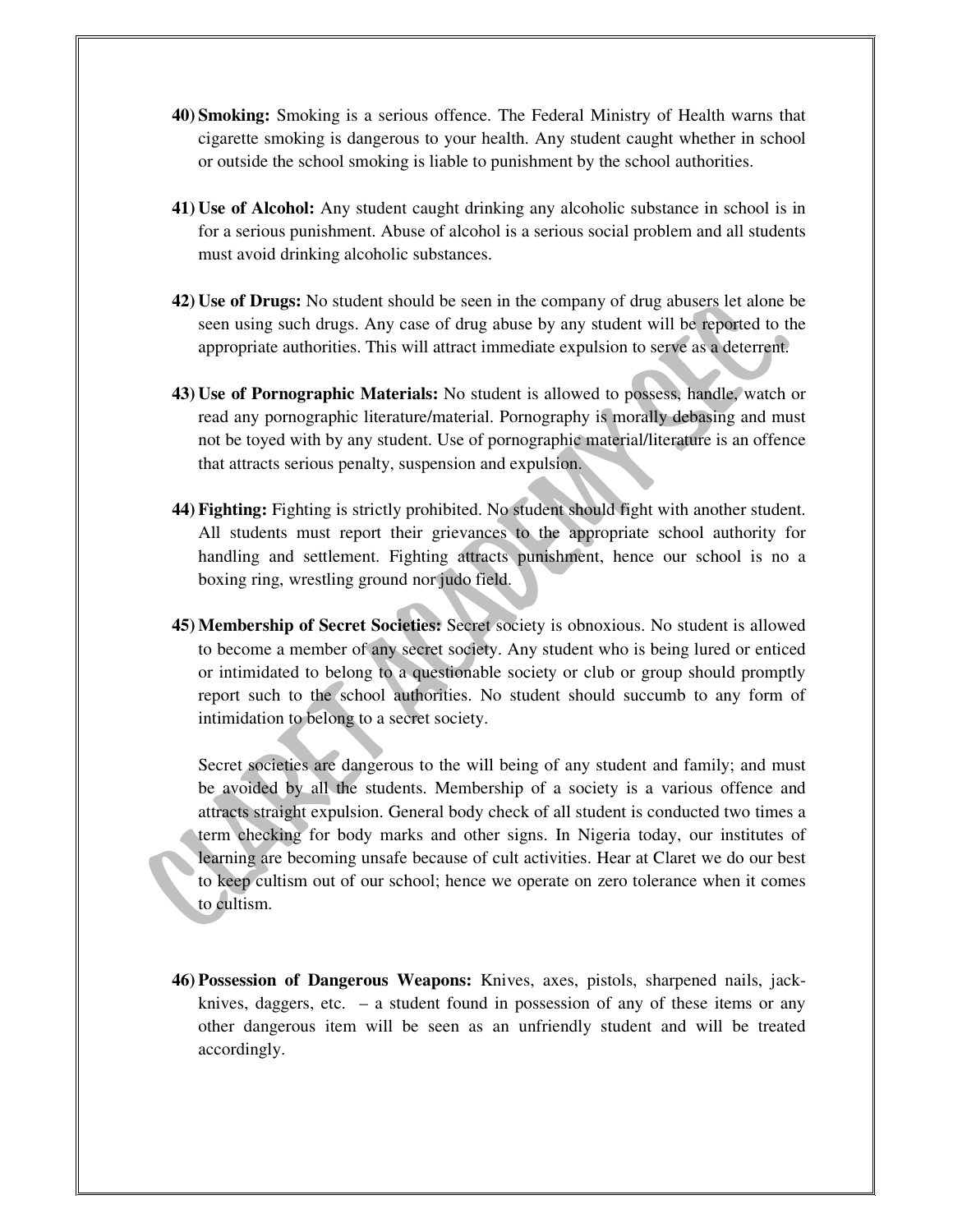40) **Smoking:** Smoking is a serious offence. The Federal Ministry of Health warns that cigarette smoking is dangerous to your health. Any student caught whether in school or outside the school smoking is liable to punishment by the school authorities.

41) **Use of Alcohol:** Any student caught drinking any alcoholic substance in school is in for a serious punishment. Abuse of alcohol is a serious social problem and all students must avoid drinking alcoholic substances.

42) **Use of Drugs:** No student should be seen in the company of drug abusers let alone be seen using such drugs. Any case of drug abuse by any student will be reported to the appropriate authorities. This will attract immediate expulsion to serve as a deterrent.

43) **Use of Pornographic Materials:** No student is allowed to possess, handle, watch or read any pornographic literature/material. Pornography is morally debasing and must not be toyed with by any student. Use of pornographic material/literature is an offence that attracts serious penalty, suspension and expulsion.

44) **Fighting:** Fighting is strictly prohibited. No student should fight with another student. All students must report their grievances to the appropriate school authority for handling and settlement. Fighting attracts punishment, hence our school is no a boxing ring, wrestling ground nor judo field.

45) **Membership of Secret Societies:** Secret society is obnoxious. No student is allowed to become a member of any secret society. Any student who is being lured or enticed or intimidated to belong to a questionable society or club or group should promptly report such to the school authorities. No student should succumb to any form of intimidation to belong to a secret society.

    Secret societies are dangerous to the will being of any student and family; and must be avoided by all the students. Membership of a society is a various offence and attracts straight expulsion. General body check of all student is conducted two times a term checking for body marks and other signs. In Nigeria today, our institutes of learning are becoming unsafe because of cult activities. Hear at Claret we do our best to keep cultism out of our school; hence we operate on zero tolerance when it comes to cultism.

46) **Possession of Dangerous Weapons:** Knives, axes, pistols, sharpened nails, jack-knives, daggers, etc. – a student found in possession of any of these items or any other dangerous item will be seen as an unfriendly student and will be treated accordingly.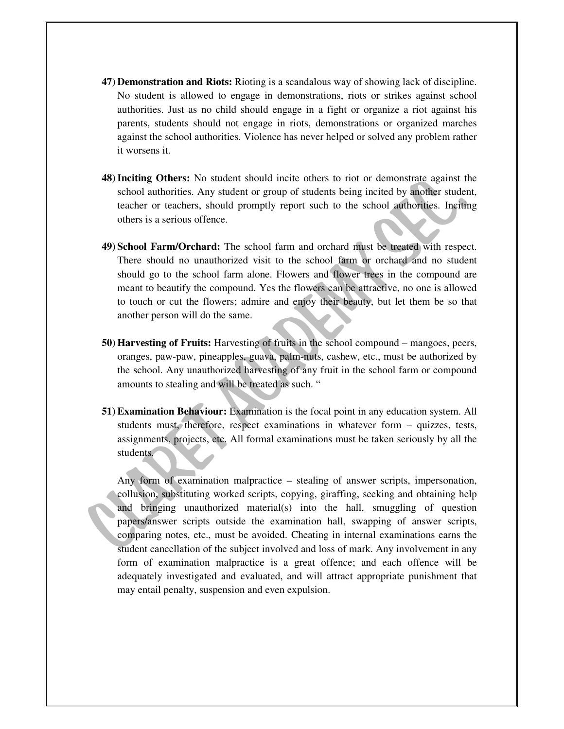47) **Demonstration and Riots:** Rioting is a scandalous way of showing lack of discipline. No student is allowed to engage in demonstrations, riots or strikes against school authorities. Just as no child should engage in a fight or organize a riot against his parents, students should not engage in riots, demonstrations or organized marches against the school authorities. Violence has never helped or solved any problem rather it worsens it.

48) **Inciting Others:** No student should incite others to riot or demonstrate against the school authorities. Any student or group of students being incited by another student, teacher or teachers, should promptly report such to the school authorities. Inciting others is a serious offence.

49) **School Farm/Orchard:** The school farm and orchard must be treated with respect. There should no unauthorized visit to the school farm or orchard and no student should go to the school farm alone. Flowers and flower trees in the compound are meant to beautify the compound. Yes the flowers can be attractive, no one is allowed to touch or cut the flowers; admire and enjoy their beauty, but let them be so that another person will do the same.

50) **Harvesting of Fruits:** Harvesting of fruits in the school compound – mangoes, peers, oranges, paw-paw, pineapples, guava, palm-nuts, cashew, etc., must be authorized by the school. Any unauthorized harvesting of any fruit in the school farm or compound amounts to stealing and will be treated as such. "

51) **Examination Behaviour:** Examination is the focal point in any education system. All students must, therefore, respect examinations in whatever form – quizzes, tests, assignments, projects, etc. All formal examinations must be taken seriously by all the students.

    Any form of examination malpractice – stealing of answer scripts, impersonation, collusion, substituting worked scripts, copying, giraffing, seeking and obtaining help and bringing unauthorized material(s) into the hall, smuggling of question papers/answer scripts outside the examination hall, swapping of answer scripts, comparing notes, etc., must be avoided. Cheating in internal examinations earns the student cancellation of the subject involved and loss of mark. Any involvement in any form of examination malpractice is a great offence; and each offence will be adequately investigated and evaluated, and will attract appropriate punishment that may entail penalty, suspension and even expulsion.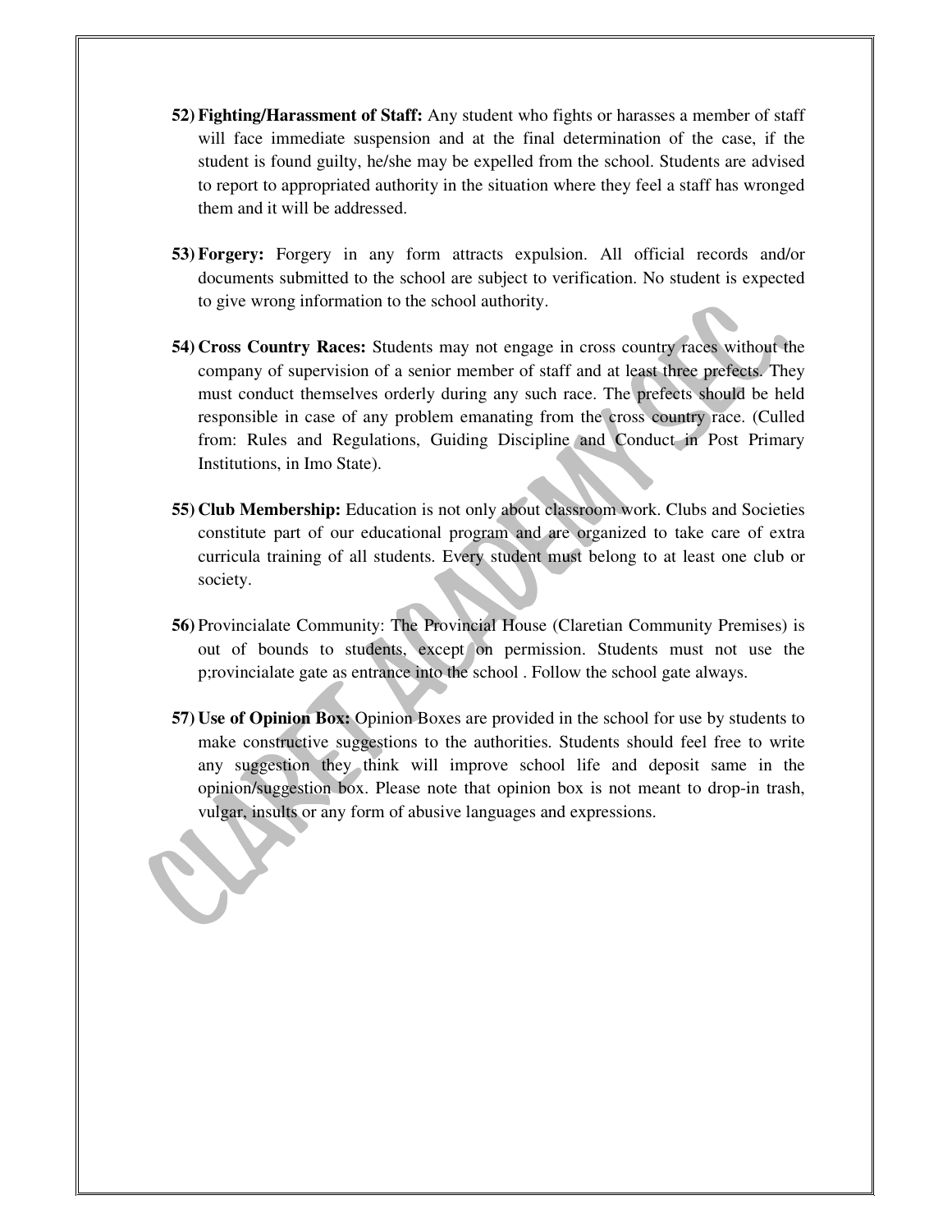52) **Fighting/Harassment of Staff:** Any student who fights or harasses a member of staff will face immediate suspension and at the final determination of the case, if the student is found guilty, he/she may be expelled from the school. Students are advised to report to appropriated authority in the situation where they feel a staff has wronged them and it will be addressed.

53) **Forgery:** Forgery in any form attracts expulsion. All official records and/or documents submitted to the school are subject to verification. No student is expected to give wrong information to the school authority.

54) **Cross Country Races:** Students may not engage in cross country races without the company of supervision of a senior member of staff and at least three prefects. They must conduct themselves orderly during any such race. The prefects should be held responsible in case of any problem emanating from the cross country race. (Culled from: Rules and Regulations, Guiding Discipline and Conduct in Post Primary Institutions, in Imo State).

55) **Club Membership:** Education is not only about classroom work. Clubs and Societies constitute part of our educational program and are organized to take care of extra curricula training of all students. Every student must belong to at least one club or society.

56) Provincialate Community: The Provincial House (Claretian Community Premises) is out of bounds to students, except on permission. Students must not use the p;rovincialate gate as entrance into the school . Follow the school gate always.

57) **Use of Opinion Box:** Opinion Boxes are provided in the school for use by students to make constructive suggestions to the authorities. Students should feel free to write any suggestion they think will improve school life and deposit same in the opinion/suggestion box. Please note that opinion box is not meant to drop-in trash, vulgar, insults or any form of abusive languages and expressions.